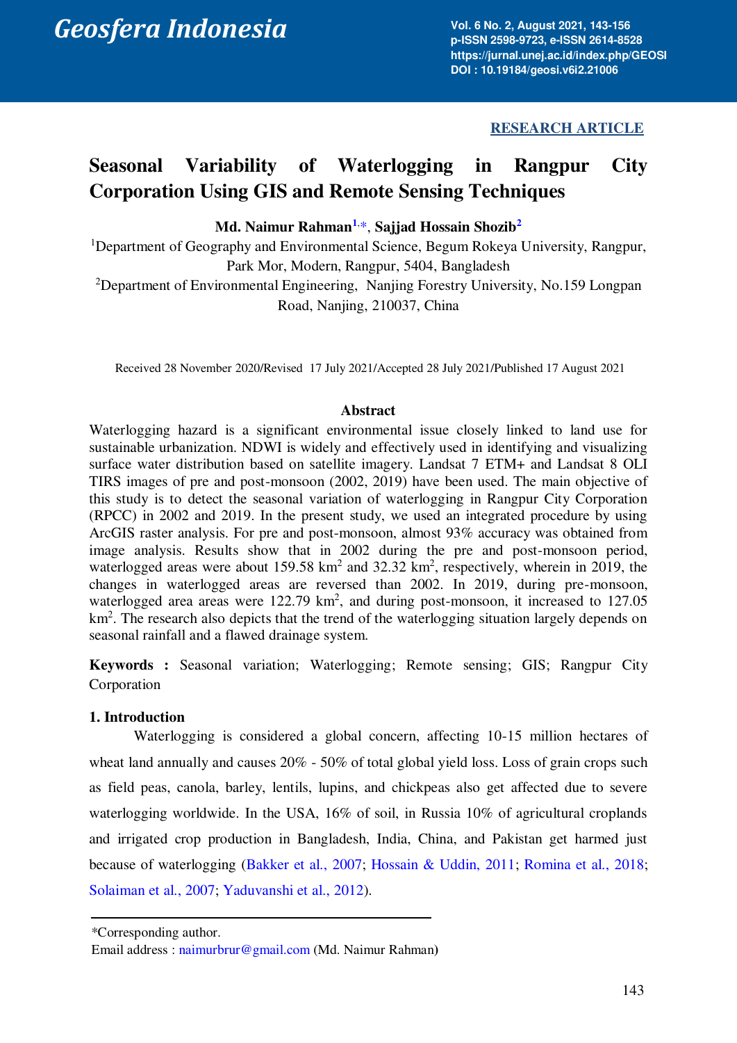RESEARCH ARTICLE

# Seasonal Variability of Waterlogging in Rangpur City Corporation Using GIS and Remote Sensing Techniques

**Md. Naimur Rahman**[1,*], **Sajjad Hossain Shozib**[2]

[1]Department of Geography and Environmental Science, Begum Rokeya University, Rangpur, Park Mor, Modern, Rangpur, 5404, Bangladesh

[2]Department of Environmental Engineering, Nanjing Forestry University, No.159 Longpan Road, Nanjing, 210037, China

Received 28 November 2020/Revised 17 July 2021/Accepted 28 July 2021/Published 17 August 2021

## Abstract

Waterlogging hazard is a significant environmental issue closely linked to land use for sustainable urbanization. NDWI is widely and effectively used in identifying and visualizing surface water distribution based on satellite imagery. Landsat 7 ETM+ and Landsat 8 OLI TIRS images of pre and post-monsoon (2002, 2019) have been used. The main objective of this study is to detect the seasonal variation of waterlogging in Rangpur City Corporation (RPCC) in 2002 and 2019. In the present study, we used an integrated procedure by using ArcGIS raster analysis. For pre and post-monsoon, almost 93% accuracy was obtained from image analysis. Results show that in 2002 during the pre and post-monsoon period, waterlogged areas were about 159.58 km$^2$ and 32.32 km$^2$, respectively, wherein in 2019, the changes in waterlogged areas are reversed than 2002. In 2019, during pre-monsoon, waterlogged area areas were 122.79 km$^2$, and during post-monsoon, it increased to 127.05 km$^2$. The research also depicts that the trend of the waterlogging situation largely depends on seasonal rainfall and a flawed drainage system.

**Keywords :** Seasonal variation; Waterlogging; Remote sensing; GIS; Rangpur City Corporation

## 1. Introduction

Waterlogging is considered a global concern, affecting 10-15 million hectares of wheat land annually and causes 20% - 50% of total global yield loss. Loss of grain crops such as field peas, canola, barley, lentils, lupins, and chickpeas also get affected due to severe waterlogging worldwide. In the USA, 16% of soil, in Russia 10% of agricultural croplands and irrigated crop production in Bangladesh, India, China, and Pakistan get harmed just because of waterlogging (Bakker et al., 2007; Hossain & Uddin, 2011; Romina et al., 2018; Solaiman et al., 2007; Yaduvanshi et al., 2012).

*Corresponding author.

Email address : naimurbrur@gmail.com (Md. Naimur Rahman)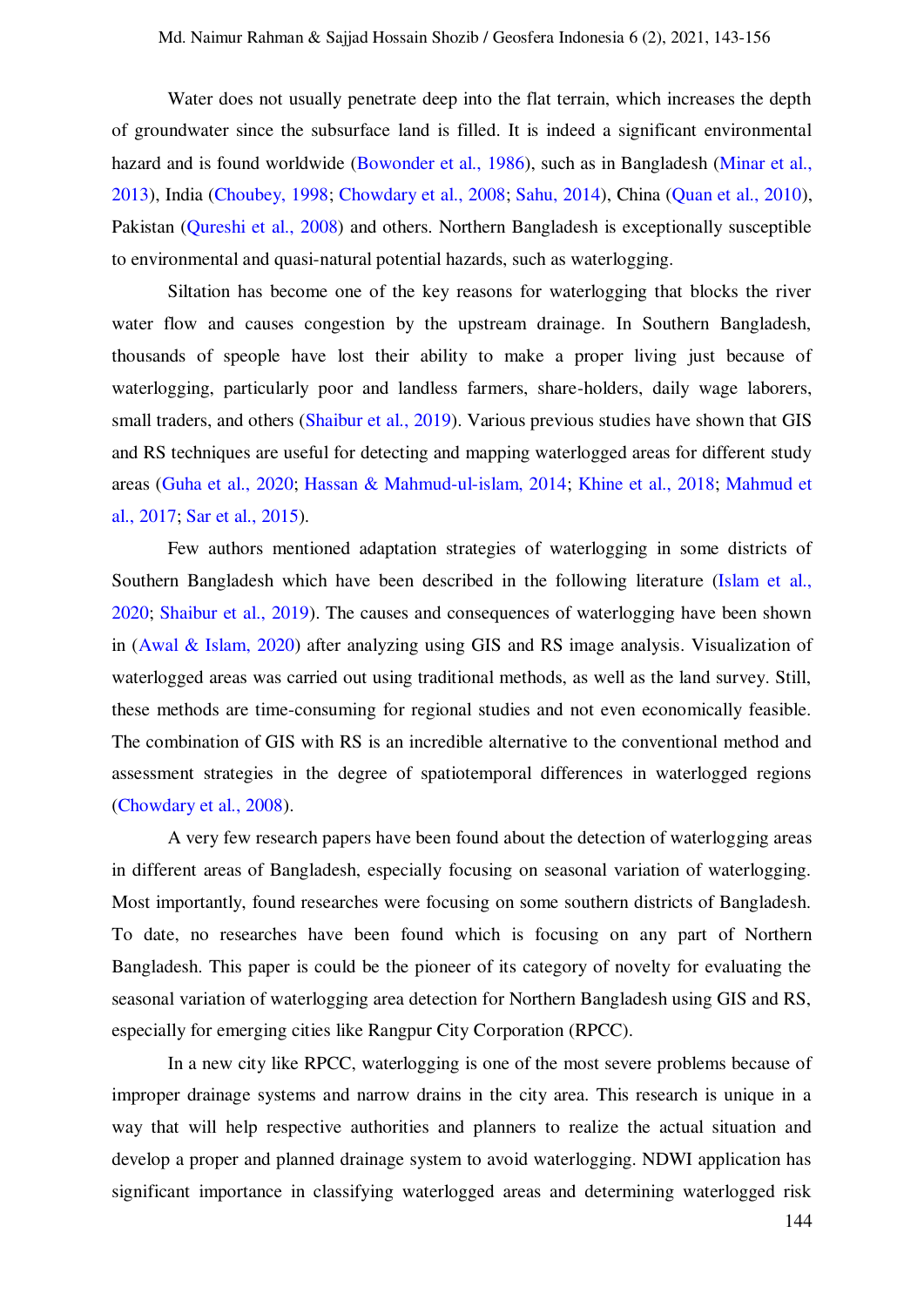Water does not usually penetrate deep into the flat terrain, which increases the depth of groundwater since the subsurface land is filled. It is indeed a significant environmental hazard and is found worldwide (Bowonder et al., 1986), such as in Bangladesh (Minar et al., 2013), India (Choubey, 1998; Chowdary et al., 2008; Sahu, 2014), China (Quan et al., 2010), Pakistan (Qureshi et al., 2008) and others. Northern Bangladesh is exceptionally susceptible to environmental and quasi-natural potential hazards, such as waterlogging.

Siltation has become one of the key reasons for waterlogging that blocks the river water flow and causes congestion by the upstream drainage. In Southern Bangladesh, thousands of speople have lost their ability to make a proper living just because of waterlogging, particularly poor and landless farmers, share-holders, daily wage laborers, small traders, and others (Shaibur et al., 2019). Various previous studies have shown that GIS and RS techniques are useful for detecting and mapping waterlogged areas for different study areas (Guha et al., 2020; Hassan & Mahmud-ul-islam, 2014; Khine et al., 2018; Mahmud et al., 2017; Sar et al., 2015).

Few authors mentioned adaptation strategies of waterlogging in some districts of Southern Bangladesh which have been described in the following literature (Islam et al., 2020; Shaibur et al., 2019). The causes and consequences of waterlogging have been shown in (Awal & Islam, 2020) after analyzing using GIS and RS image analysis. Visualization of waterlogged areas was carried out using traditional methods, as well as the land survey. Still, these methods are time-consuming for regional studies and not even economically feasible. The combination of GIS with RS is an incredible alternative to the conventional method and assessment strategies in the degree of spatiotemporal differences in waterlogged regions (Chowdary et al., 2008).

A very few research papers have been found about the detection of waterlogging areas in different areas of Bangladesh, especially focusing on seasonal variation of waterlogging. Most importantly, found researches were focusing on some southern districts of Bangladesh. To date, no researches have been found which is focusing on any part of Northern Bangladesh. This paper is could be the pioneer of its category of novelty for evaluating the seasonal variation of waterlogging area detection for Northern Bangladesh using GIS and RS, especially for emerging cities like Rangpur City Corporation (RPCC).

In a new city like RPCC, waterlogging is one of the most severe problems because of improper drainage systems and narrow drains in the city area. This research is unique in a way that will help respective authorities and planners to realize the actual situation and develop a proper and planned drainage system to avoid waterlogging. NDWI application has significant importance in classifying waterlogged areas and determining waterlogged risk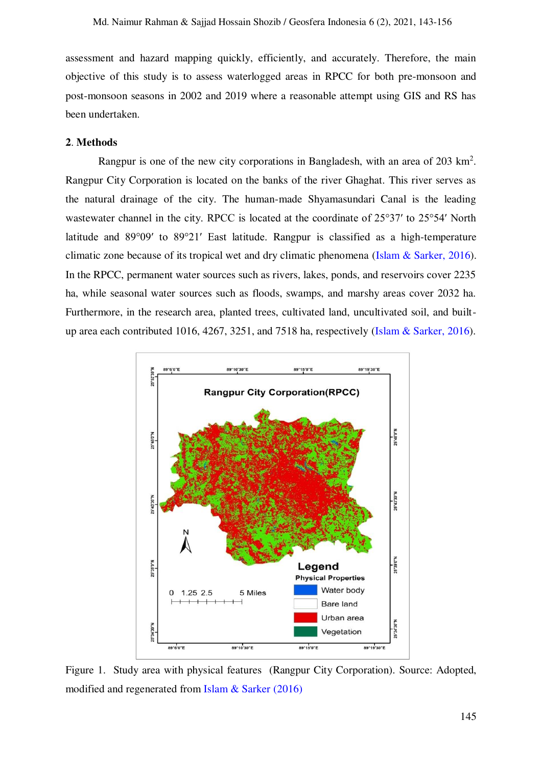assessment and hazard mapping quickly, efficiently, and accurately. Therefore, the main objective of this study is to assess waterlogged areas in RPCC for both pre-monsoon and post-monsoon seasons in 2002 and 2019 where a reasonable attempt using GIS and RS has been undertaken.

## 2. Methods

Rangpur is one of the new city corporations in Bangladesh, with an area of 203 km$^2$. Rangpur City Corporation is located on the banks of the river Ghaghat. This river serves as the natural drainage of the city. The human-made Shyamasundari Canal is the leading wastewater channel in the city. RPCC is located at the coordinate of 25°37′ to 25°54′ North latitude and 89°09′ to 89°21′ East latitude. Rangpur is classified as a high-temperature climatic zone because of its tropical wet and dry climatic phenomena (Islam & Sarker, 2016). In the RPCC, permanent water sources such as rivers, lakes, ponds, and reservoirs cover 2235 ha, while seasonal water sources such as floods, swamps, and marshy areas cover 2032 ha. Furthermore, in the research area, planted trees, cultivated land, uncultivated soil, and built-up area each contributed 1016, 4267, 3251, and 7518 ha, respectively (Islam & Sarker, 2016).

Figure 1. Study area with physical features (Rangpur City Corporation). Source: Adopted, modified and regenerated from Islam & Sarker (2016)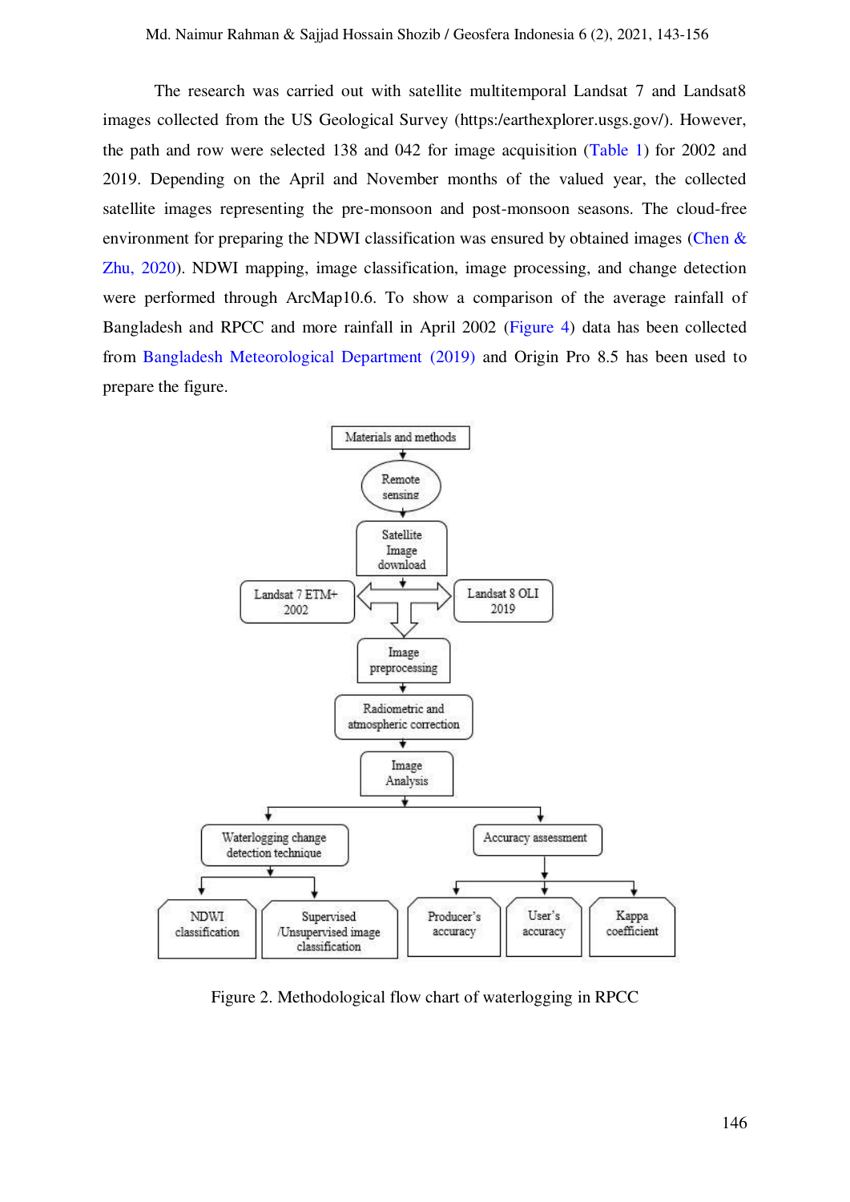The research was carried out with satellite multitemporal Landsat 7 and Landsat8 images collected from the US Geological Survey (https:/earthexplorer.usgs.gov/). However, the path and row were selected 138 and 042 for image acquisition (Table 1) for 2002 and 2019. Depending on the April and November months of the valued year, the collected satellite images representing the pre-monsoon and post-monsoon seasons. The cloud-free environment for preparing the NDWI classification was ensured by obtained images (Chen & Zhu, 2020). NDWI mapping, image classification, image processing, and change detection were performed through ArcMap10.6. To show a comparison of the average rainfall of Bangladesh and RPCC and more rainfall in April 2002 (Figure 4) data has been collected from Bangladesh Meteorological Department (2019) and Origin Pro 8.5 has been used to prepare the figure.

Figure 2. Methodological flow chart of waterlogging in RPCC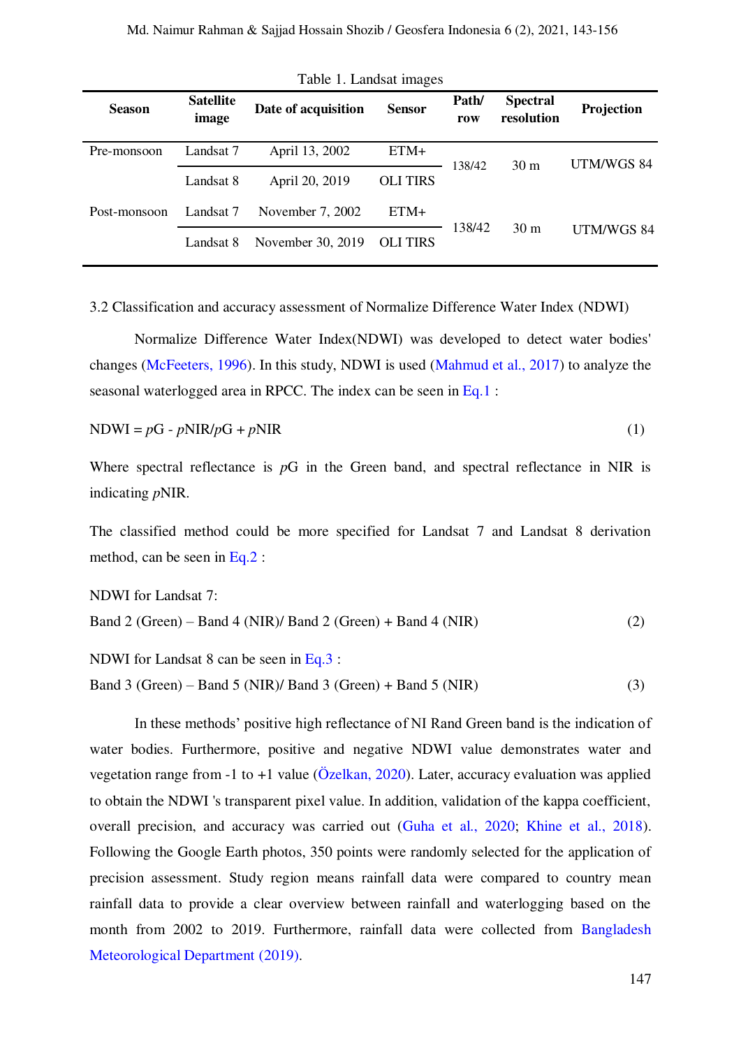Table 1. Landsat images

| Season | Satellite image | Date of acquisition | Sensor | Path/ row | Spectral resolution | Projection |
|---|---|---|---|---|---|---|
| Pre-monsoon | Landsat 7 | April 13, 2002 | ETM+ | 138/42 | 30 m | UTM/WGS 84 |
| | Landsat 8 | April 20, 2019 | OLI TIRS | | | |
| Post-monsoon | Landsat 7 | November 7, 2002 | ETM+ | 138/42 | 30 m | UTM/WGS 84 |
| | Landsat 8 | November 30, 2019 | OLI TIRS | | | |

3.2 Classification and accuracy assessment of Normalize Difference Water Index (NDWI)

Normalize Difference Water Index(NDWI) was developed to detect water bodies' changes (McFeeters, 1996). In this study, NDWI is used (Mahmud et al., 2017) to analyze the seasonal waterlogged area in RPCC. The index can be seen in Eq.1 :

$$NDWI = pG - pNIR/pG + pNIR \quad (1)$$

Where spectral reflectance is $p$G in the Green band, and spectral reflectance in NIR is indicating $p$NIR.

The classified method could be more specified for Landsat 7 and Landsat 8 derivation method, can be seen in Eq.2 :

NDWI for Landsat 7:

Band 2 (Green) – Band 4 (NIR)/ Band 2 (Green) + Band 4 (NIR) (2)

NDWI for Landsat 8 can be seen in Eq.3 :

Band 3 (Green) – Band 5 (NIR)/ Band 3 (Green) + Band 5 (NIR) (3)

In these methods' positive high reflectance of NI Rand Green band is the indication of water bodies. Furthermore, positive and negative NDWI value demonstrates water and vegetation range from -1 to +1 value (Özelkan, 2020). Later, accuracy evaluation was applied to obtain the NDWI 's transparent pixel value. In addition, validation of the kappa coefficient, overall precision, and accuracy was carried out (Guha et al., 2020; Khine et al., 2018). Following the Google Earth photos, 350 points were randomly selected for the application of precision assessment. Study region means rainfall data were compared to country mean rainfall data to provide a clear overview between rainfall and waterlogging based on the month from 2002 to 2019. Furthermore, rainfall data were collected from Bangladesh Meteorological Department (2019).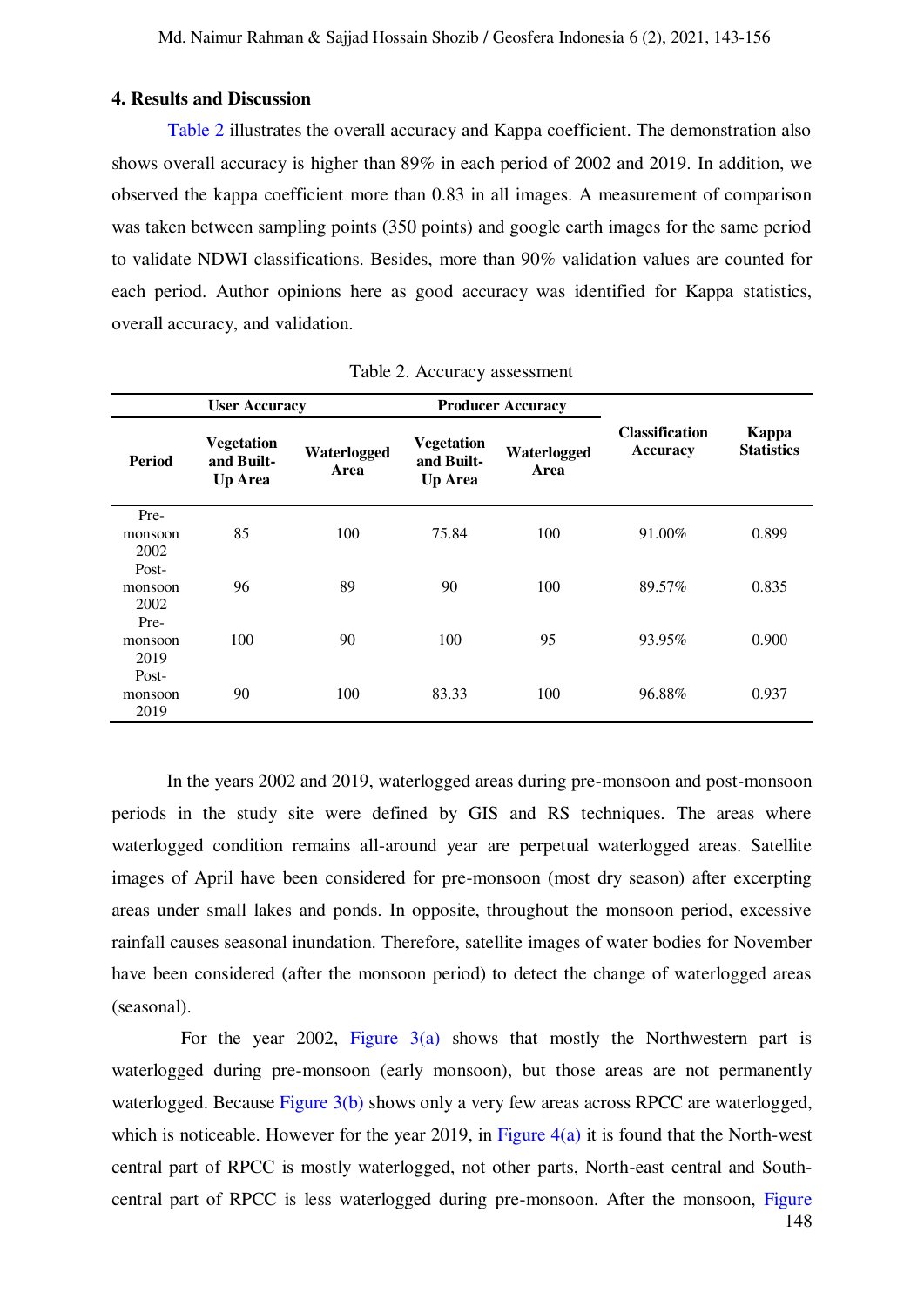## 4. Results and Discussion

Table 2 illustrates the overall accuracy and Kappa coefficient. The demonstration also shows overall accuracy is higher than 89% in each period of 2002 and 2019. In addition, we observed the kappa coefficient more than 0.83 in all images. A measurement of comparison was taken between sampling points (350 points) and google earth images for the same period to validate NDWI classifications. Besides, more than 90% validation values are counted for each period. Author opinions here as good accuracy was identified for Kappa statistics, overall accuracy, and validation.

Table 2. Accuracy assessment

| Period | User Accuracy | | Producer Accuracy | | Classification Accuracy | Kappa Statistics |
|---|---|---|---|---|---|---|
| | Vegetation and Built-Up Area | Waterlogged Area | Vegetation and Built-Up Area | Waterlogged Area | | |
| Pre-monsoon 2002 | 85 | 100 | 75.84 | 100 | 91.00% | 0.899 |
| Post-monsoon 2002 | 96 | 89 | 90 | 100 | 89.57% | 0.835 |
| Pre-monsoon 2019 | 100 | 90 | 100 | 95 | 93.95% | 0.900 |
| Post-monsoon 2019 | 90 | 100 | 83.33 | 100 | 96.88% | 0.937 |

In the years 2002 and 2019, waterlogged areas during pre-monsoon and post-monsoon periods in the study site were defined by GIS and RS techniques. The areas where waterlogged condition remains all-around year are perpetual waterlogged areas. Satellite images of April have been considered for pre-monsoon (most dry season) after excerpting areas under small lakes and ponds. In opposite, throughout the monsoon period, excessive rainfall causes seasonal inundation. Therefore, satellite images of water bodies for November have been considered (after the monsoon period) to detect the change of waterlogged areas (seasonal).

For the year 2002, Figure 3(a) shows that mostly the Northwestern part is waterlogged during pre-monsoon (early monsoon), but those areas are not permanently waterlogged. Because Figure 3(b) shows only a very few areas across RPCC are waterlogged, which is noticeable. However for the year 2019, in Figure 4(a) it is found that the North-west central part of RPCC is mostly waterlogged, not other parts, North-east central and South-central part of RPCC is less waterlogged during pre-monsoon. After the monsoon, Figure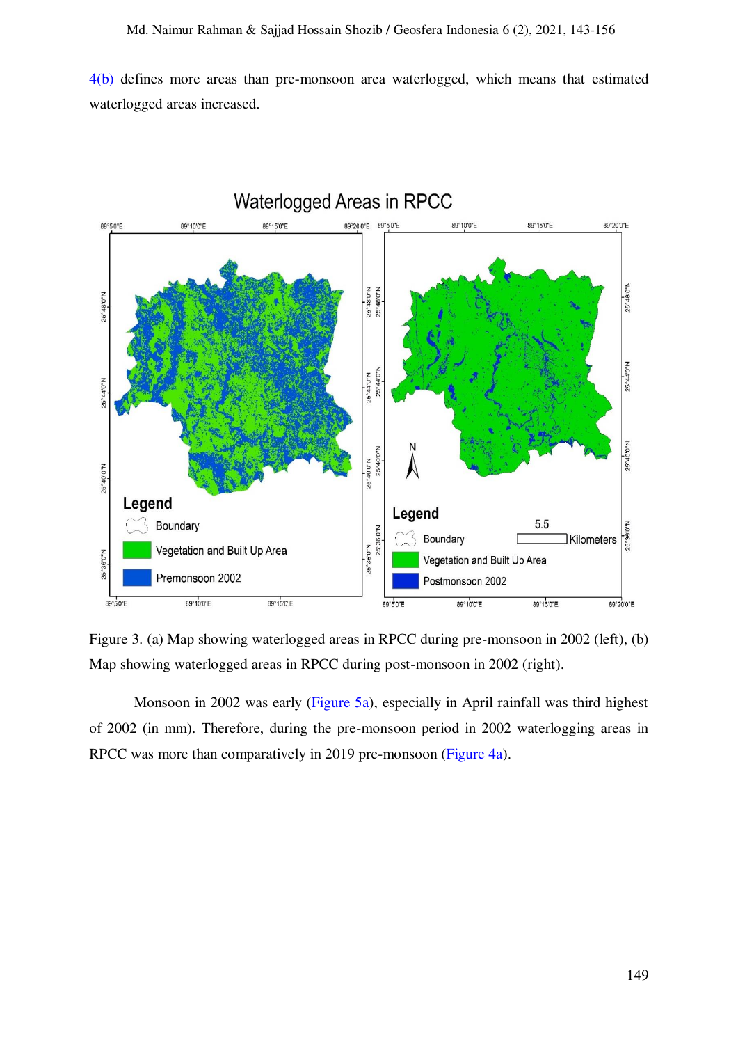4(b) defines more areas than pre-monsoon area waterlogged, which means that estimated waterlogged areas increased.

Figure 3. (a) Map showing waterlogged areas in RPCC during pre-monsoon in 2002 (left), (b) Map showing waterlogged areas in RPCC during post-monsoon in 2002 (right).

Monsoon in 2002 was early (Figure 5a), especially in April rainfall was third highest of 2002 (in mm). Therefore, during the pre-monsoon period in 2002 waterlogging areas in RPCC was more than comparatively in 2019 pre-monsoon (Figure 4a).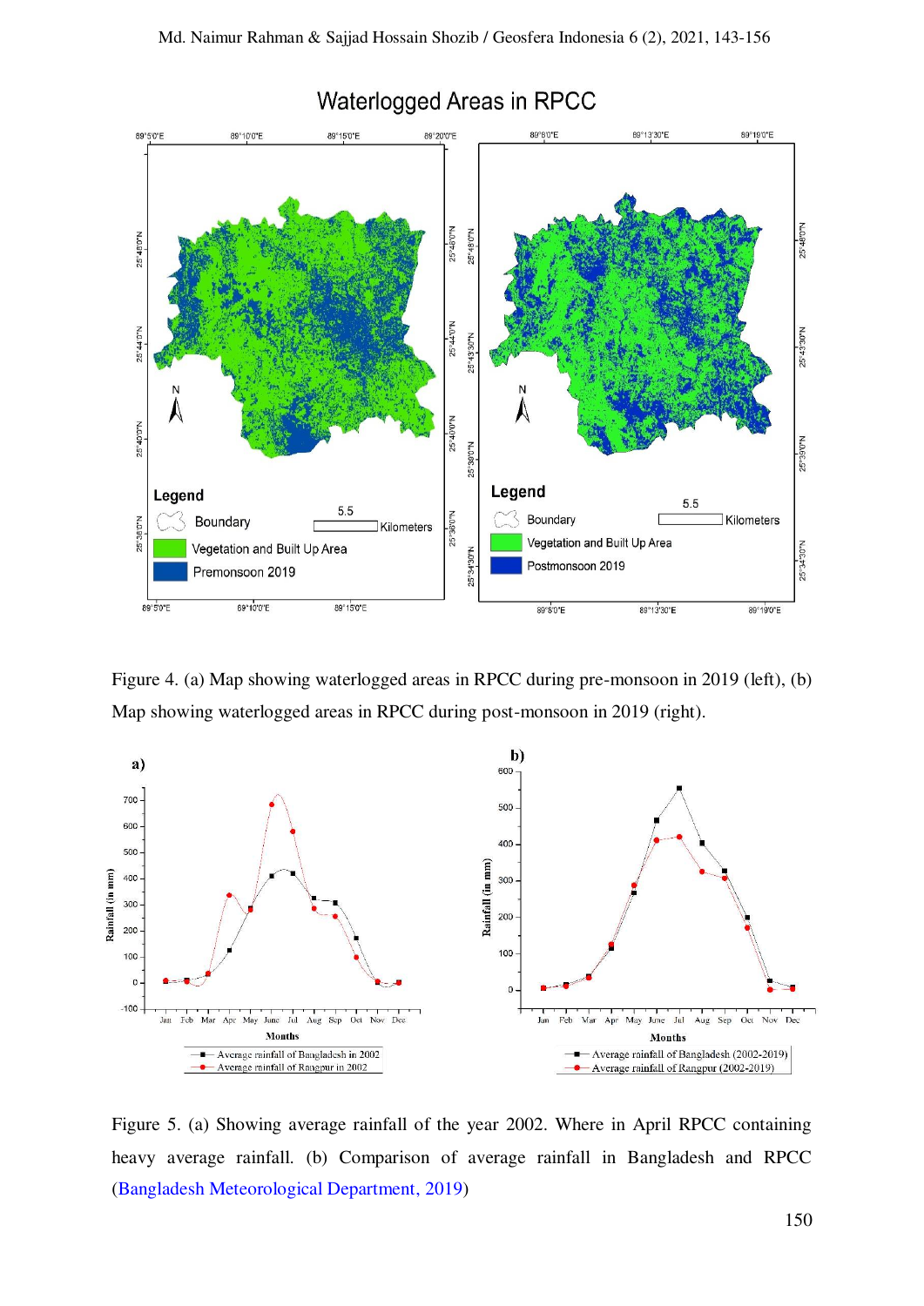Figure 4. (a) Map showing waterlogged areas in RPCC during pre-monsoon in 2019 (left), (b) Map showing waterlogged areas in RPCC during post-monsoon in 2019 (right).

Figure 5. (a) Showing average rainfall of the year 2002. Where in April RPCC containing heavy average rainfall. (b) Comparison of average rainfall in Bangladesh and RPCC (Bangladesh Meteorological Department, 2019)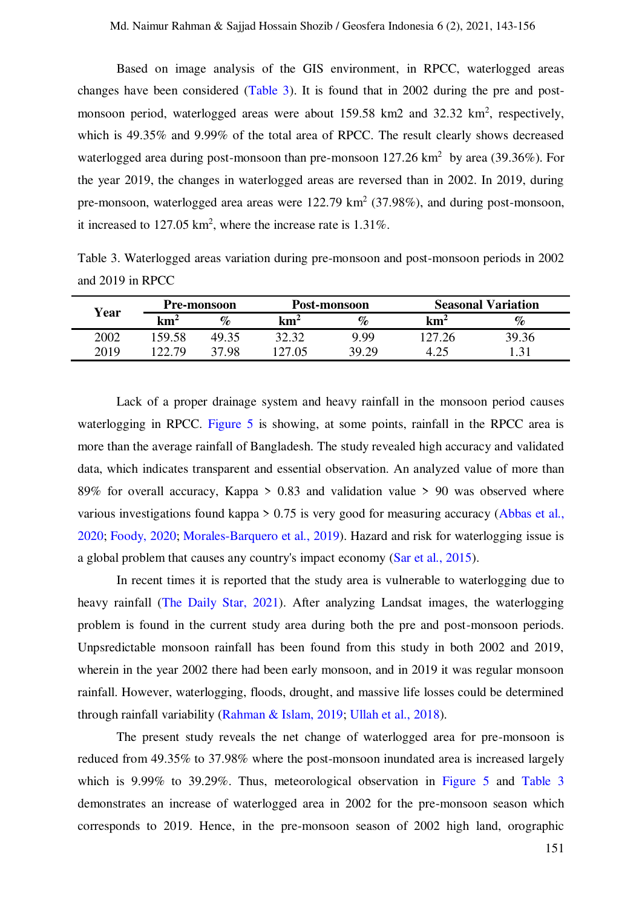Based on image analysis of the GIS environment, in RPCC, waterlogged areas changes have been considered (Table 3). It is found that in 2002 during the pre and post-monsoon period, waterlogged areas were about 159.58 km2 and 32.32 $km^2$, respectively, which is 49.35% and 9.99% of the total area of RPCC. The result clearly shows decreased waterlogged area during post-monsoon than pre-monsoon 127.26 $km^2$ by area (39.36%). For the year 2019, the changes in waterlogged areas are reversed than in 2002. In 2019, during pre-monsoon, waterlogged area areas were 122.79 $km^2$ (37.98%), and during post-monsoon, it increased to 127.05 $km^2$, where the increase rate is 1.31%.

Table 3. Waterlogged areas variation during pre-monsoon and post-monsoon periods in 2002 and 2019 in RPCC

| Year | Pre-monsoon | | Post-monsoon | | Seasonal Variation | |
|---|---|---|---|---|---|---|
| | $km^2$ | % | $km^2$ | % | $km^2$ | % |
| 2002 | 159.58 | 49.35 | 32.32 | 9.99 | 127.26 | 39.36 |
| 2019 | 122.79 | 37.98 | 127.05 | 39.29 | 4.25 | 1.31 |

Lack of a proper drainage system and heavy rainfall in the monsoon period causes waterlogging in RPCC. Figure 5 is showing, at some points, rainfall in the RPCC area is more than the average rainfall of Bangladesh. The study revealed high accuracy and validated data, which indicates transparent and essential observation. An analyzed value of more than 89% for overall accuracy, Kappa > 0.83 and validation value > 90 was observed where various investigations found kappa > 0.75 is very good for measuring accuracy (Abbas et al., 2020; Foody, 2020; Morales-Barquero et al., 2019). Hazard and risk for waterlogging issue is a global problem that causes any country's impact economy (Sar et al., 2015).

In recent times it is reported that the study area is vulnerable to waterlogging due to heavy rainfall (The Daily Star, 2021). After analyzing Landsat images, the waterlogging problem is found in the current study area during both the pre and post-monsoon periods. Unpsredictable monsoon rainfall has been found from this study in both 2002 and 2019, wherein in the year 2002 there had been early monsoon, and in 2019 it was regular monsoon rainfall. However, waterlogging, floods, drought, and massive life losses could be determined through rainfall variability (Rahman & Islam, 2019; Ullah et al., 2018).

The present study reveals the net change of waterlogged area for pre-monsoon is reduced from 49.35% to 37.98% where the post-monsoon inundated area is increased largely which is 9.99% to 39.29%. Thus, meteorological observation in Figure 5 and Table 3 demonstrates an increase of waterlogged area in 2002 for the pre-monsoon season which corresponds to 2019. Hence, in the pre-monsoon season of 2002 high land, orographic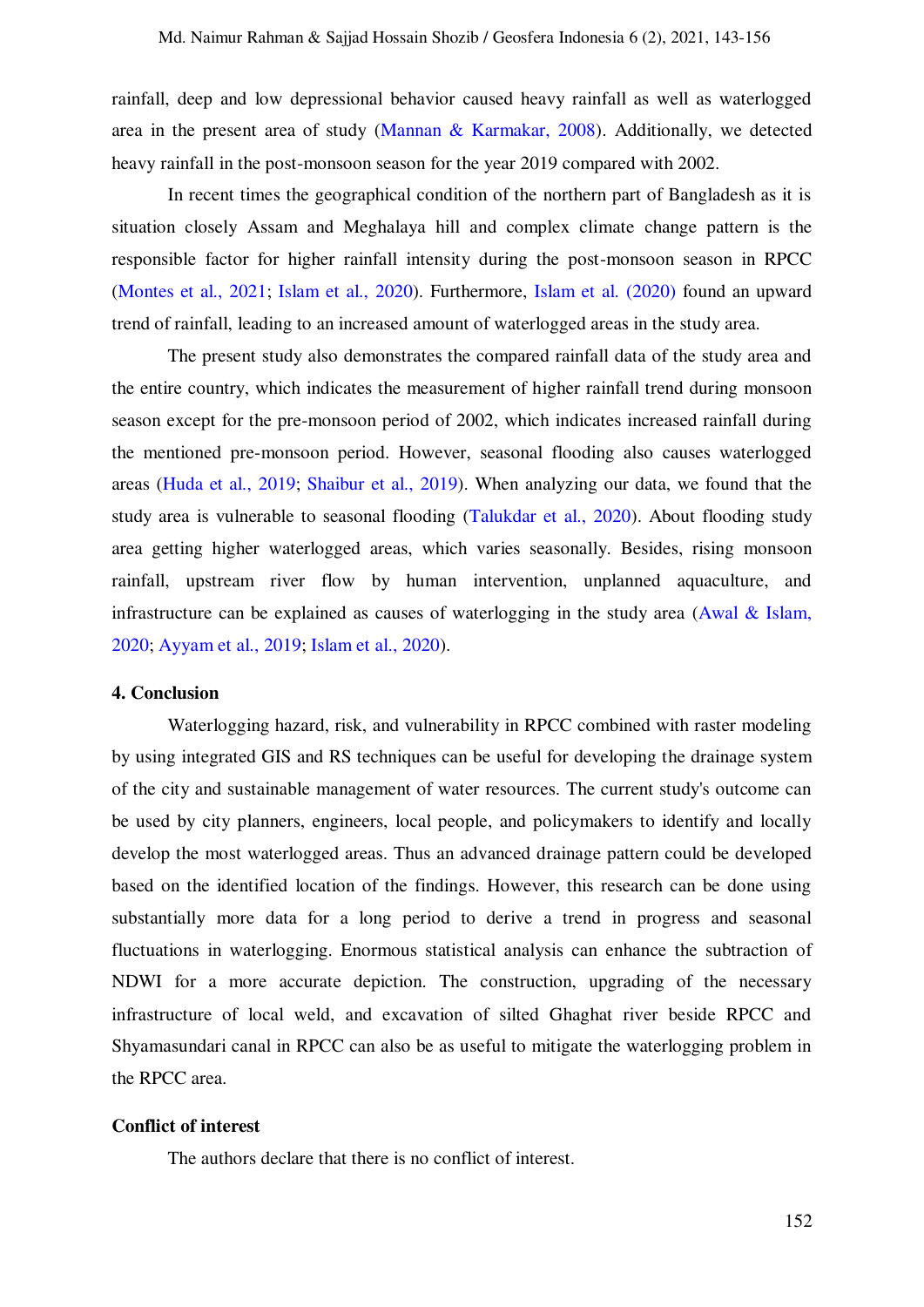rainfall, deep and low depressional behavior caused heavy rainfall as well as waterlogged area in the present area of study (Mannan & Karmakar, 2008). Additionally, we detected heavy rainfall in the post-monsoon season for the year 2019 compared with 2002.

In recent times the geographical condition of the northern part of Bangladesh as it is situation closely Assam and Meghalaya hill and complex climate change pattern is the responsible factor for higher rainfall intensity during the post-monsoon season in RPCC (Montes et al., 2021; Islam et al., 2020). Furthermore, Islam et al. (2020) found an upward trend of rainfall, leading to an increased amount of waterlogged areas in the study area.

The present study also demonstrates the compared rainfall data of the study area and the entire country, which indicates the measurement of higher rainfall trend during monsoon season except for the pre-monsoon period of 2002, which indicates increased rainfall during the mentioned pre-monsoon period. However, seasonal flooding also causes waterlogged areas (Huda et al., 2019; Shaibur et al., 2019). When analyzing our data, we found that the study area is vulnerable to seasonal flooding (Talukdar et al., 2020). About flooding study area getting higher waterlogged areas, which varies seasonally. Besides, rising monsoon rainfall, upstream river flow by human intervention, unplanned aquaculture, and infrastructure can be explained as causes of waterlogging in the study area (Awal & Islam, 2020; Ayyam et al., 2019; Islam et al., 2020).

## 4. Conclusion

Waterlogging hazard, risk, and vulnerability in RPCC combined with raster modeling by using integrated GIS and RS techniques can be useful for developing the drainage system of the city and sustainable management of water resources. The current study's outcome can be used by city planners, engineers, local people, and policymakers to identify and locally develop the most waterlogged areas. Thus an advanced drainage pattern could be developed based on the identified location of the findings. However, this research can be done using substantially more data for a long period to derive a trend in progress and seasonal fluctuations in waterlogging. Enormous statistical analysis can enhance the subtraction of NDWI for a more accurate depiction. The construction, upgrading of the necessary infrastructure of local weld, and excavation of silted Ghaghat river beside RPCC and Shyamasundari canal in RPCC can also be as useful to mitigate the waterlogging problem in the RPCC area.

## Conflict of interest

The authors declare that there is no conflict of interest.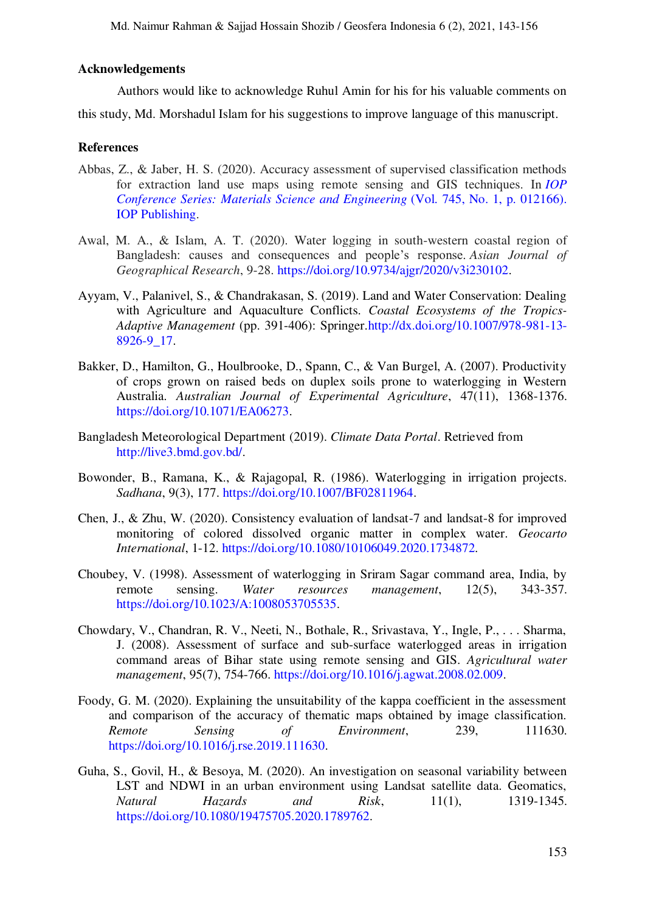## Acknowledgements

Authors would like to acknowledge Ruhul Amin for his for his valuable comments on this study, Md. Morshadul Islam for his suggestions to improve language of this manuscript.

## References

Abbas, Z., & Jaber, H. S. (2020). Accuracy assessment of supervised classification methods for extraction land use maps using remote sensing and GIS techniques. In *IOP Conference Series: Materials Science and Engineering* (Vol. 745, No. 1, p. 012166). IOP Publishing.

Awal, M. A., & Islam, A. T. (2020). Water logging in south-western coastal region of Bangladesh: causes and consequences and people's response. *Asian Journal of Geographical Research*, 9-28. https://doi.org/10.9734/ajgr/2020/v3i230102.

Ayyam, V., Palanivel, S., & Chandrakasan, S. (2019). Land and Water Conservation: Dealing with Agriculture and Aquaculture Conflicts. *Coastal Ecosystems of the Tropics-Adaptive Management* (pp. 391-406): Springer.http://dx.doi.org/10.1007/978-981-13-8926-9_17.

Bakker, D., Hamilton, G., Houlbrooke, D., Spann, C., & Van Burgel, A. (2007). Productivity of crops grown on raised beds on duplex soils prone to waterlogging in Western Australia. *Australian Journal of Experimental Agriculture*, 47(11), 1368-1376. https://doi.org/10.1071/EA06273.

Bangladesh Meteorological Department (2019). *Climate Data Portal*. Retrieved from http://live3.bmd.gov.bd/.

Bowonder, B., Ramana, K., & Rajagopal, R. (1986). Waterlogging in irrigation projects. *Sadhana*, 9(3), 177. https://doi.org/10.1007/BF02811964.

Chen, J., & Zhu, W. (2020). Consistency evaluation of landsat-7 and landsat-8 for improved monitoring of colored dissolved organic matter in complex water. *Geocarto International*, 1-12. https://doi.org/10.1080/10106049.2020.1734872.

Choubey, V. (1998). Assessment of waterlogging in Sriram Sagar command area, India, by remote sensing. *Water resources management*, 12(5), 343-357. https://doi.org/10.1023/A:1008053705535.

Chowdary, V., Chandran, R. V., Neeti, N., Bothale, R., Srivastava, Y., Ingle, P., . . . Sharma, J. (2008). Assessment of surface and sub-surface waterlogged areas in irrigation command areas of Bihar state using remote sensing and GIS. *Agricultural water management*, 95(7), 754-766. https://doi.org/10.1016/j.agwat.2008.02.009.

Foody, G. M. (2020). Explaining the unsuitability of the kappa coefficient in the assessment and comparison of the accuracy of thematic maps obtained by image classification. *Remote Sensing of Environment*, 239, 111630. https://doi.org/10.1016/j.rse.2019.111630.

Guha, S., Govil, H., & Besoya, M. (2020). An investigation on seasonal variability between LST and NDWI in an urban environment using Landsat satellite data. Geomatics, *Natural Hazards and Risk*, 11(1), 1319-1345. https://doi.org/10.1080/19475705.2020.1789762.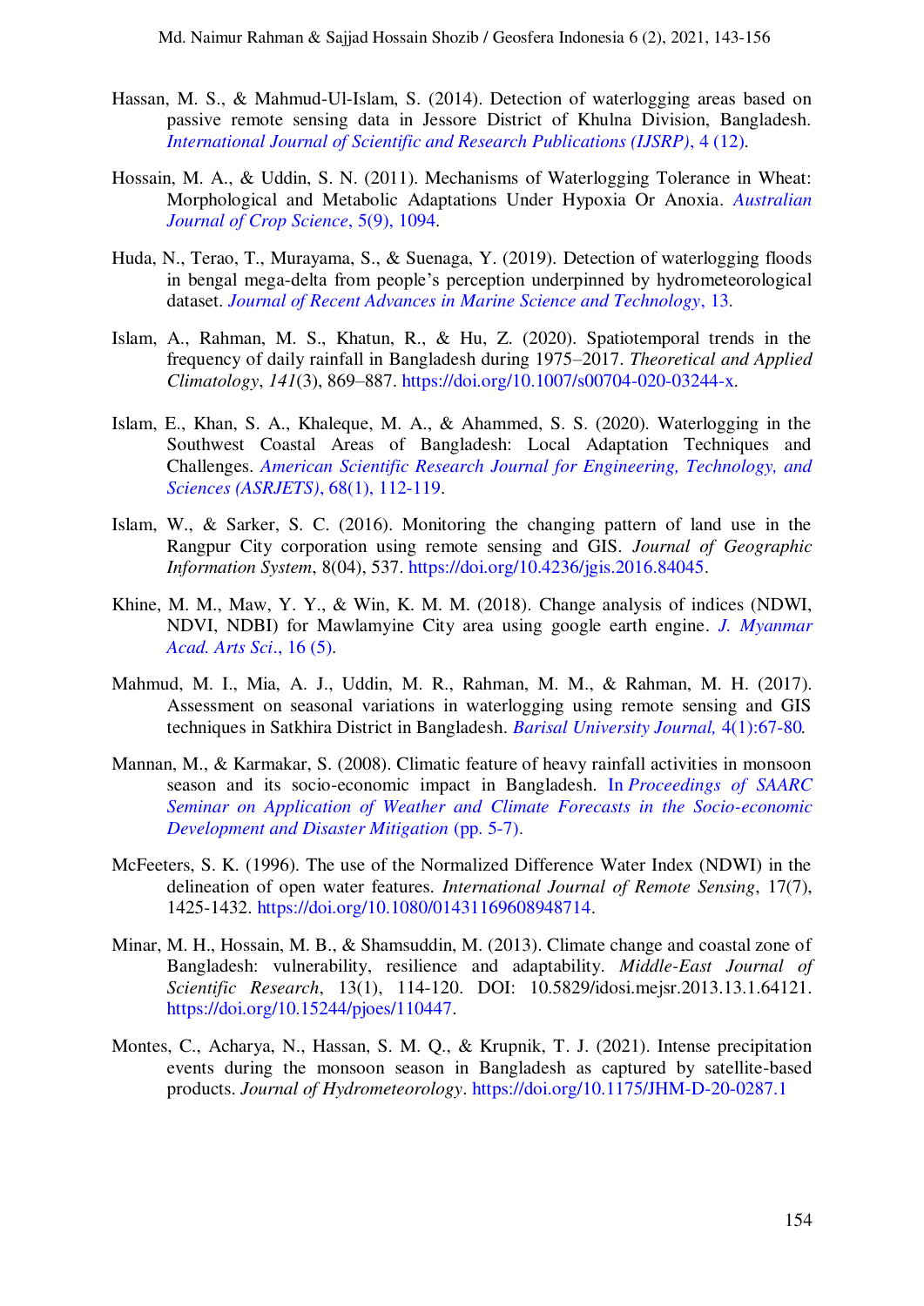Hassan, M. S., & Mahmud-Ul-Islam, S. (2014). Detection of waterlogging areas based on passive remote sensing data in Jessore District of Khulna Division, Bangladesh. *International Journal of Scientific and Research Publications (IJSRP)*, 4 (12).

Hossain, M. A., & Uddin, S. N. (2011). Mechanisms of Waterlogging Tolerance in Wheat: Morphological and Metabolic Adaptations Under Hypoxia Or Anoxia. *Australian Journal of Crop Science*, 5(9), 1094.

Huda, N., Terao, T., Murayama, S., & Suenaga, Y. (2019). Detection of waterlogging floods in bengal mega-delta from people's perception underpinned by hydrometeorological dataset. *Journal of Recent Advances in Marine Science and Technology*, 13.

Islam, A., Rahman, M. S., Khatun, R., & Hu, Z. (2020). Spatiotemporal trends in the frequency of daily rainfall in Bangladesh during 1975–2017. *Theoretical and Applied Climatology*, *141*(3), 869–887. https://doi.org/10.1007/s00704-020-03244-x.

Islam, E., Khan, S. A., Khaleque, M. A., & Ahammed, S. S. (2020). Waterlogging in the Southwest Coastal Areas of Bangladesh: Local Adaptation Techniques and Challenges. *American Scientific Research Journal for Engineering, Technology, and Sciences (ASRJETS)*, 68(1), 112-119.

Islam, W., & Sarker, S. C. (2016). Monitoring the changing pattern of land use in the Rangpur City corporation using remote sensing and GIS. *Journal of Geographic Information System*, 8(04), 537. https://doi.org/10.4236/jgis.2016.84045.

Khine, M. M., Maw, Y. Y., & Win, K. M. M. (2018). Change analysis of indices (NDWI, NDVI, NDBI) for Mawlamyine City area using google earth engine. *J. Myanmar Acad. Arts Sci*., 16 (5).

Mahmud, M. I., Mia, A. J., Uddin, M. R., Rahman, M. M., & Rahman, M. H. (2017). Assessment on seasonal variations in waterlogging using remote sensing and GIS techniques in Satkhira District in Bangladesh. *Barisal University Journal,* 4(1):67-80*.*

Mannan, M., & Karmakar, S. (2008). Climatic feature of heavy rainfall activities in monsoon season and its socio-economic impact in Bangladesh. In *Proceedings of SAARC Seminar on Application of Weather and Climate Forecasts in the Socio-economic Development and Disaster Mitigation* (pp. 5-7).

McFeeters, S. K. (1996). The use of the Normalized Difference Water Index (NDWI) in the delineation of open water features. *International Journal of Remote Sensing*, 17(7), 1425-1432. https://doi.org/10.1080/01431169608948714.

Minar, M. H., Hossain, M. B., & Shamsuddin, M. (2013). Climate change and coastal zone of Bangladesh: vulnerability, resilience and adaptability. *Middle-East Journal of Scientific Research*, 13(1), 114-120. DOI: 10.5829/idosi.mejsr.2013.13.1.64121. https://doi.org/10.15244/pjoes/110447.

Montes, C., Acharya, N., Hassan, S. M. Q., & Krupnik, T. J. (2021). Intense precipitation events during the monsoon season in Bangladesh as captured by satellite-based products. *Journal of Hydrometeorology*. https://doi.org/10.1175/JHM-D-20-0287.1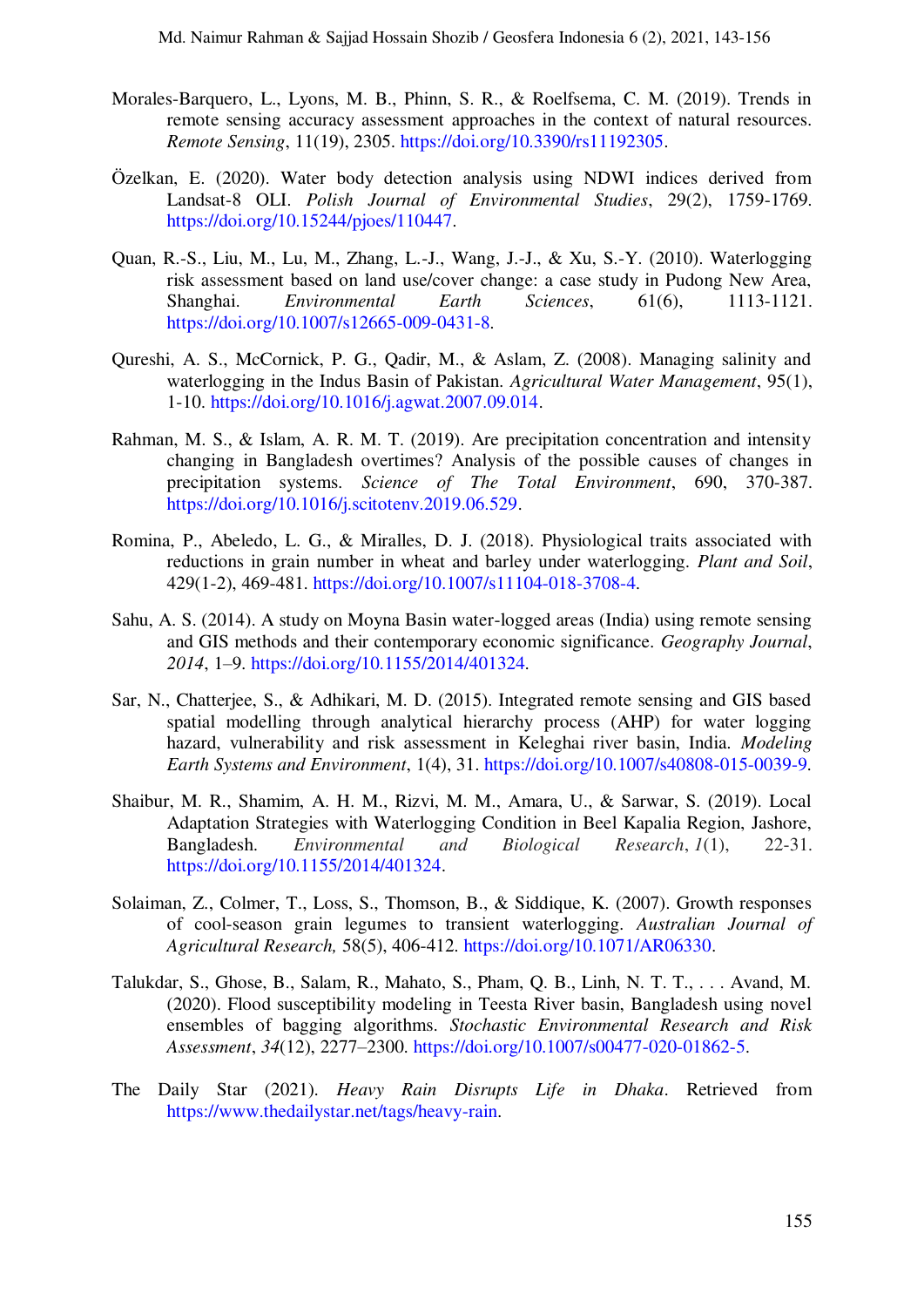Morales-Barquero, L., Lyons, M. B., Phinn, S. R., & Roelfsema, C. M. (2019). Trends in remote sensing accuracy assessment approaches in the context of natural resources. *Remote Sensing*, 11(19), 2305. https://doi.org/10.3390/rs11192305.

Özelkan, E. (2020). Water body detection analysis using NDWI indices derived from Landsat-8 OLI. *Polish Journal of Environmental Studies*, 29(2), 1759-1769. https://doi.org/10.15244/pjoes/110447.

Quan, R.-S., Liu, M., Lu, M., Zhang, L.-J., Wang, J.-J., & Xu, S.-Y. (2010). Waterlogging risk assessment based on land use/cover change: a case study in Pudong New Area, Shanghai. *Environmental Earth Sciences*, 61(6), 1113-1121. https://doi.org/10.1007/s12665-009-0431-8.

Qureshi, A. S., McCornick, P. G., Qadir, M., & Aslam, Z. (2008). Managing salinity and waterlogging in the Indus Basin of Pakistan. *Agricultural Water Management*, 95(1), 1-10. https://doi.org/10.1016/j.agwat.2007.09.014.

Rahman, M. S., & Islam, A. R. M. T. (2019). Are precipitation concentration and intensity changing in Bangladesh overtimes? Analysis of the possible causes of changes in precipitation systems. *Science of The Total Environment*, 690, 370-387. https://doi.org/10.1016/j.scitotenv.2019.06.529.

Romina, P., Abeledo, L. G., & Miralles, D. J. (2018). Physiological traits associated with reductions in grain number in wheat and barley under waterlogging. *Plant and Soil*, 429(1-2), 469-481. https://doi.org/10.1007/s11104-018-3708-4.

Sahu, A. S. (2014). A study on Moyna Basin water-logged areas (India) using remote sensing and GIS methods and their contemporary economic significance. *Geography Journal*, *2014*, 1–9. https://doi.org/10.1155/2014/401324.

Sar, N., Chatterjee, S., & Adhikari, M. D. (2015). Integrated remote sensing and GIS based spatial modelling through analytical hierarchy process (AHP) for water logging hazard, vulnerability and risk assessment in Keleghai river basin, India. *Modeling Earth Systems and Environment*, 1(4), 31. https://doi.org/10.1007/s40808-015-0039-9.

Shaibur, M. R., Shamim, A. H. M., Rizvi, M. M., Amara, U., & Sarwar, S. (2019). Local Adaptation Strategies with Waterlogging Condition in Beel Kapalia Region, Jashore, Bangladesh. *Environmental and Biological Research*, *1*(1), 22-31. https://doi.org/10.1155/2014/401324.

Solaiman, Z., Colmer, T., Loss, S., Thomson, B., & Siddique, K. (2007). Growth responses of cool-season grain legumes to transient waterlogging. *Australian Journal of Agricultural Research,* 58(5), 406-412. https://doi.org/10.1071/AR06330.

Talukdar, S., Ghose, B., Salam, R., Mahato, S., Pham, Q. B., Linh, N. T. T., . . . Avand, M. (2020). Flood susceptibility modeling in Teesta River basin, Bangladesh using novel ensembles of bagging algorithms. *Stochastic Environmental Research and Risk Assessment*, *34*(12), 2277–2300. https://doi.org/10.1007/s00477-020-01862-5.

The Daily Star (2021). *Heavy Rain Disrupts Life in Dhaka*. Retrieved from https://www.thedailystar.net/tags/heavy-rain.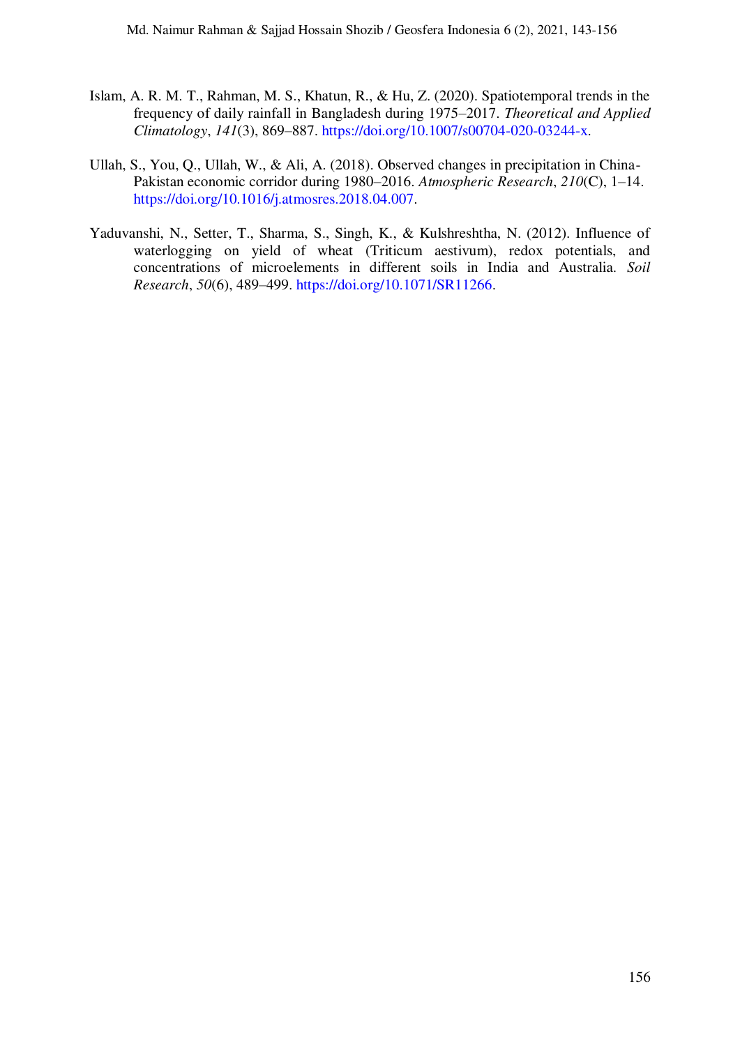Islam, A. R. M. T., Rahman, M. S., Khatun, R., & Hu, Z. (2020). Spatiotemporal trends in the frequency of daily rainfall in Bangladesh during 1975–2017. *Theoretical and Applied Climatology*, *141*(3), 869–887. https://doi.org/10.1007/s00704-020-03244-x.

Ullah, S., You, Q., Ullah, W., & Ali, A. (2018). Observed changes in precipitation in China-Pakistan economic corridor during 1980–2016. *Atmospheric Research*, *210*(C), 1–14. https://doi.org/10.1016/j.atmosres.2018.04.007.

Yaduvanshi, N., Setter, T., Sharma, S., Singh, K., & Kulshreshtha, N. (2012). Influence of waterlogging on yield of wheat (Triticum aestivum), redox potentials, and concentrations of microelements in different soils in India and Australia. *Soil Research*, *50*(6), 489–499. https://doi.org/10.1071/SR11266.